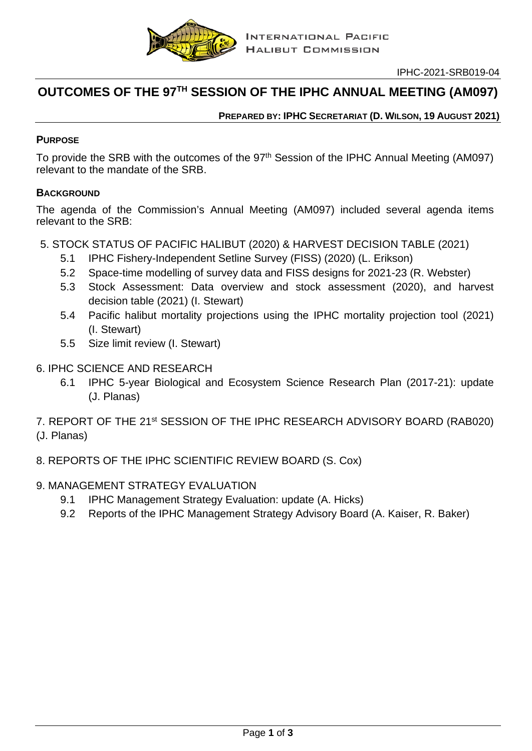INTERNATIONAL PACIFIC HALIBUT COMMISSION

IPHC-2021-SRB019-04

# OUTCOMES OF THE 97TH SESSION OF THE IPHC ANNUAL MEETING (AM097)

**PREPARED BY: IPHC SECRETARIAT (D. WILSON, 19 AUGUST 2021)**

## PURPOSE

To provide the SRB with the outcomes of the 97th Session of the IPHC Annual Meeting (AM097) relevant to the mandate of the SRB.

## BACKGROUND

The agenda of the Commission's Annual Meeting (AM097) included several agenda items relevant to the SRB:

5. STOCK STATUS OF PACIFIC HALIBUT (2020) & HARVEST DECISION TABLE (2021)
   - 5.1 IPHC Fishery-Independent Setline Survey (FISS) (2020) (L. Erikson)
   - 5.2 Space-time modelling of survey data and FISS designs for 2021-23 (R. Webster)
   - 5.3 Stock Assessment: Data overview and stock assessment (2020), and harvest decision table (2021) (I. Stewart)
   - 5.4 Pacific halibut mortality projections using the IPHC mortality projection tool (2021) (I. Stewart)
   - 5.5 Size limit review (I. Stewart)

6. IPHC SCIENCE AND RESEARCH
   - 6.1 IPHC 5-year Biological and Ecosystem Science Research Plan (2017-21): update (J. Planas)

7. REPORT OF THE 21st SESSION OF THE IPHC RESEARCH ADVISORY BOARD (RAB020) (J. Planas)

8. REPORTS OF THE IPHC SCIENTIFIC REVIEW BOARD (S. Cox)

9. MANAGEMENT STRATEGY EVALUATION
   - 9.1 IPHC Management Strategy Evaluation: update (A. Hicks)
   - 9.2 Reports of the IPHC Management Strategy Advisory Board (A. Kaiser, R. Baker)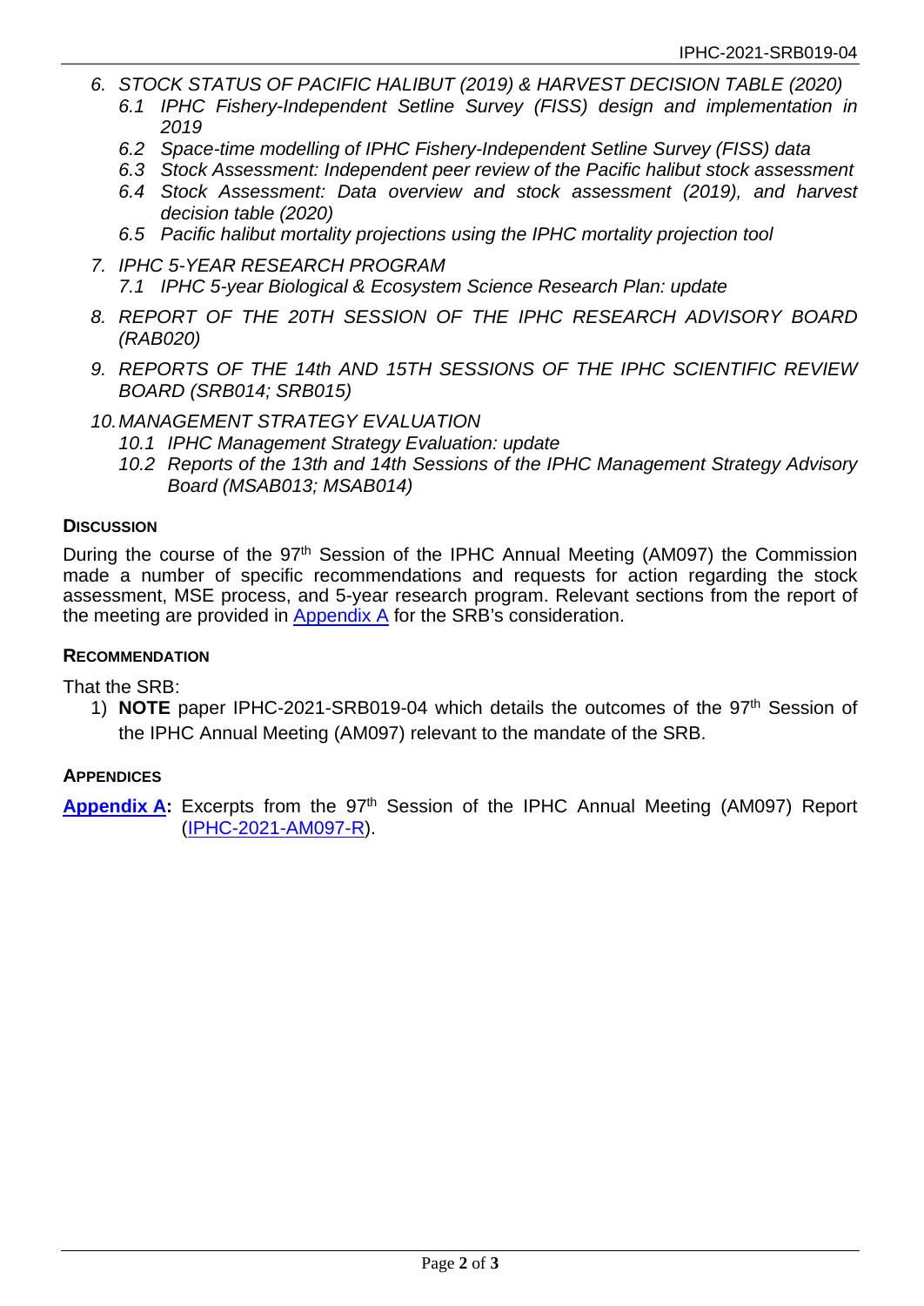6. *STOCK STATUS OF PACIFIC HALIBUT (2019) & HARVEST DECISION TABLE (2020)*
   - *6.1 IPHC Fishery-Independent Setline Survey (FISS) design and implementation in 2019*
   - *6.2 Space-time modelling of IPHC Fishery-Independent Setline Survey (FISS) data*
   - *6.3 Stock Assessment: Independent peer review of the Pacific halibut stock assessment*
   - *6.4 Stock Assessment: Data overview and stock assessment (2019), and harvest decision table (2020)*
   - *6.5 Pacific halibut mortality projections using the IPHC mortality projection tool*
7. *IPHC 5-YEAR RESEARCH PROGRAM*
   - *7.1 IPHC 5-year Biological & Ecosystem Science Research Plan: update*
8. *REPORT OF THE 20TH SESSION OF THE IPHC RESEARCH ADVISORY BOARD (RAB020)*
9. *REPORTS OF THE 14th AND 15TH SESSIONS OF THE IPHC SCIENTIFIC REVIEW BOARD (SRB014; SRB015)*
10. *MANAGEMENT STRATEGY EVALUATION*
    - *10.1 IPHC Management Strategy Evaluation: update*
    - *10.2 Reports of the 13th and 14th Sessions of the IPHC Management Strategy Advisory Board (MSAB013; MSAB014)*

### DISCUSSION

During the course of the 97th Session of the IPHC Annual Meeting (AM097) the Commission made a number of specific recommendations and requests for action regarding the stock assessment, MSE process, and 5-year research program. Relevant sections from the report of the meeting are provided in Appendix A for the SRB's consideration.

### RECOMMENDATION

That the SRB:

1) **NOTE** paper IPHC-2021-SRB019-04 which details the outcomes of the 97th Session of the IPHC Annual Meeting (AM097) relevant to the mandate of the SRB.

### APPENDICES

**Appendix A:** Excerpts from the 97th Session of the IPHC Annual Meeting (AM097) Report (IPHC-2021-AM097-R).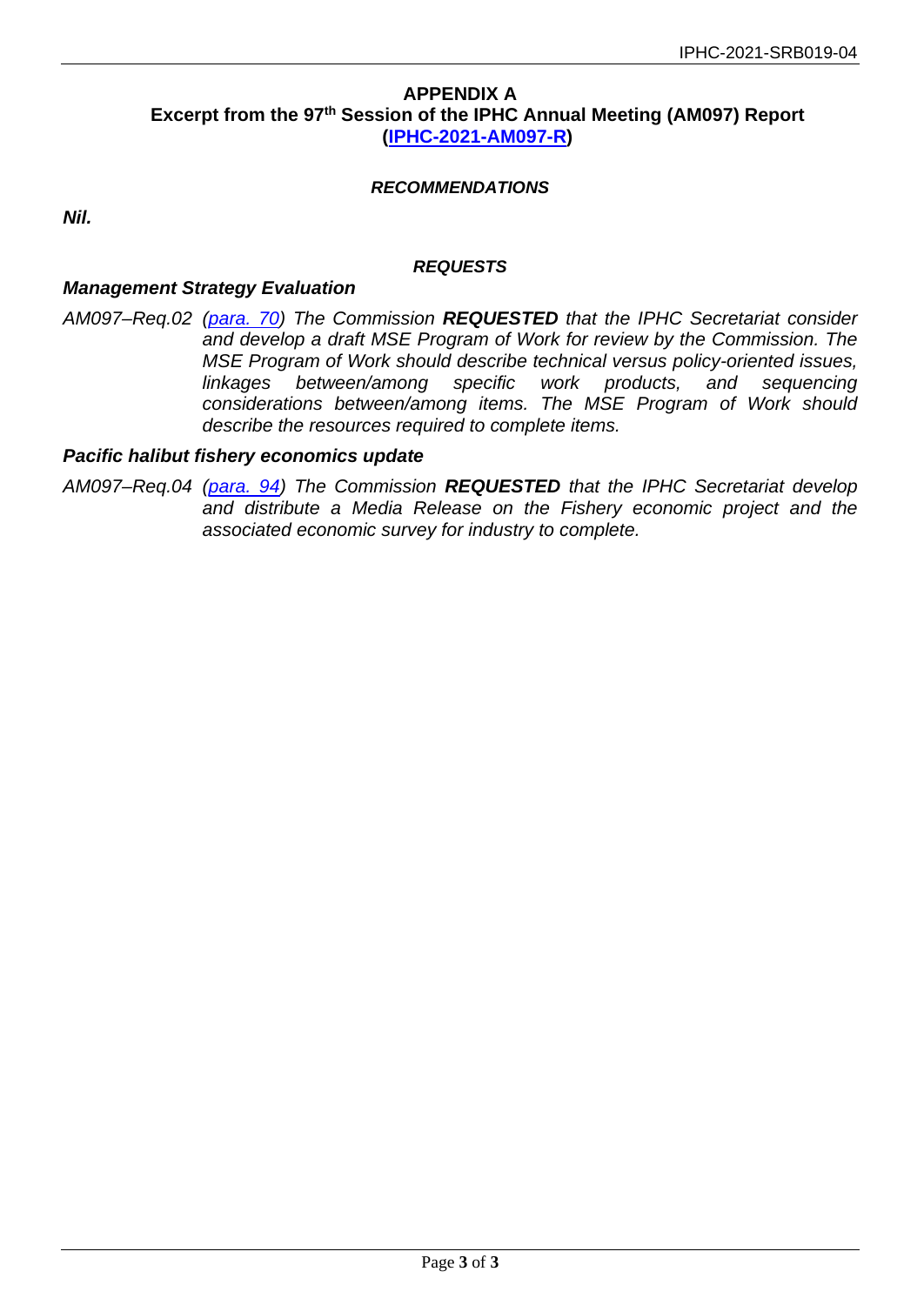# APPENDIX A
## Excerpt from the 97th Session of the IPHC Annual Meeting (AM097) Report (IPHC-2021-AM097-R)

### *RECOMMENDATIONS*

***Nil.***

### *REQUESTS*

***Management Strategy Evaluation***

*AM097–Req.02 (para. 70) The Commission **REQUESTED** that the IPHC Secretariat consider and develop a draft MSE Program of Work for review by the Commission. The MSE Program of Work should describe technical versus policy-oriented issues, linkages between/among specific work products, and sequencing considerations between/among items. The MSE Program of Work should describe the resources required to complete items.*

***Pacific halibut fishery economics update***

*AM097–Req.04 (para. 94) The Commission **REQUESTED** that the IPHC Secretariat develop and distribute a Media Release on the Fishery economic project and the associated economic survey for industry to complete.*